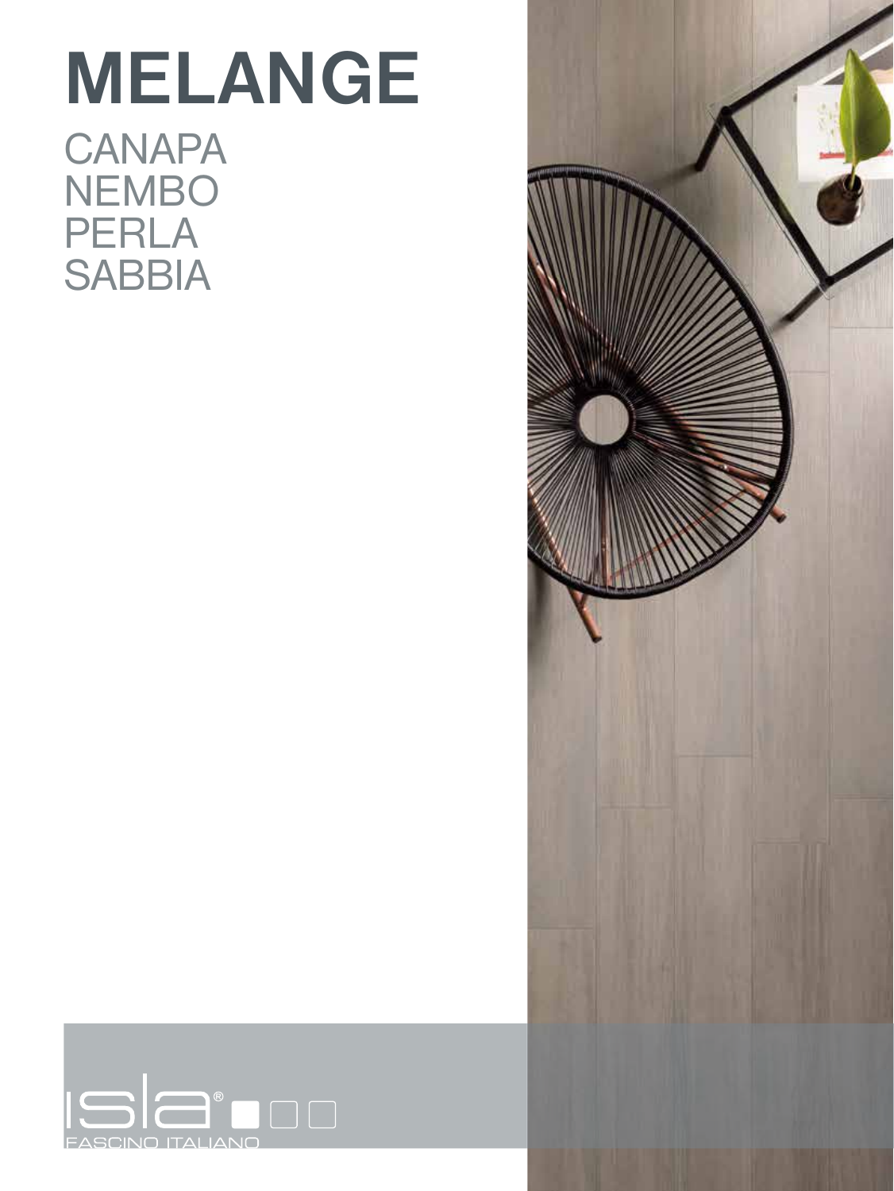# MELANGE

CANAPA
NEMBO
PERLA
SABBIA

isla®

FASCINO ITALIANO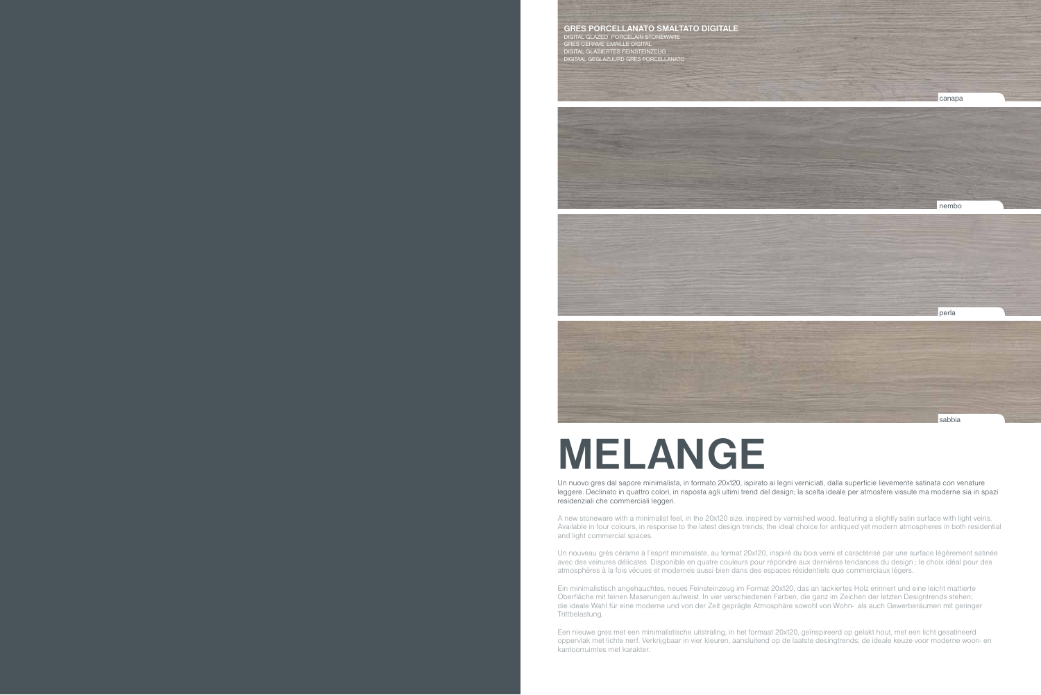**GRES PORCELLANATO SMALTATO DIGITALE**
DIGITAL GLAZED PORCELAIN STONEWARE
GRES CERAME EMAILLE DIGITAL
DIGITAL GLASIERTES FEINSTEINZEUG
DIGITAAL GEGLAZUURD GRES PORCELLANATO

canapa

nembo

perla

sabbia

# MELANGE

Un nuovo gres dal sapore minimalista, in formato 20x120, ispirato ai legni verniciati, dalla superficie lievemente satinata con venature leggere. Declinato in quattro colori, in risposta agli ultimi trend del design; la scelta ideale per atmosfere vissute ma moderne sia in spazi residenziali che commerciali leggeri.

A new stoneware with a minimalist feel, in the 20x120 size, inspired by varnished wood, featuring a slightly satin surface with light veins. Available in four colours, in response to the latest design trends; the ideal choice for antiqued yet modern atmospheres in both residential and light commercial spaces.

Un nouveau grès cérame à l'esprit minimaliste, au format 20x120, inspiré du bois verni et caractérisé par une surface légèrement satinée avec des veinures délicates. Disponible en quatre couleurs pour répondre aux dernières tendances du design ; le choix idéal pour des atmosphères à la fois vécues et modernes aussi bien dans des espaces résidentiels que commerciaux légers.

Ein minimalistisch angehauchtes, neues Feinsteinzeug im Format 20x120, das an lackiertes Holz erinnert und eine leicht mattierte Oberfläche mit feinen Maserungen aufweist. In vier verschiedenen Farben, die ganz im Zeichen der letzten Designtrends stehen; die ideale Wahl für eine moderne und von der Zeit geprägte Atmosphäre sowohl von Wohn- als auch Gewerberäumen mit geringer Trittbelastung.

Een nieuwe gres met een minimalistische uitstraling, in het formaat 20x120, geïnspireerd op gelakt hout, met een licht gesatineerd oppervlak met lichte nerf. Verkrijgbaar in vier kleuren, aansluitend op de laatste desingtrends; de ideale keuze voor moderne woon- en kantoorruimtes met karakter.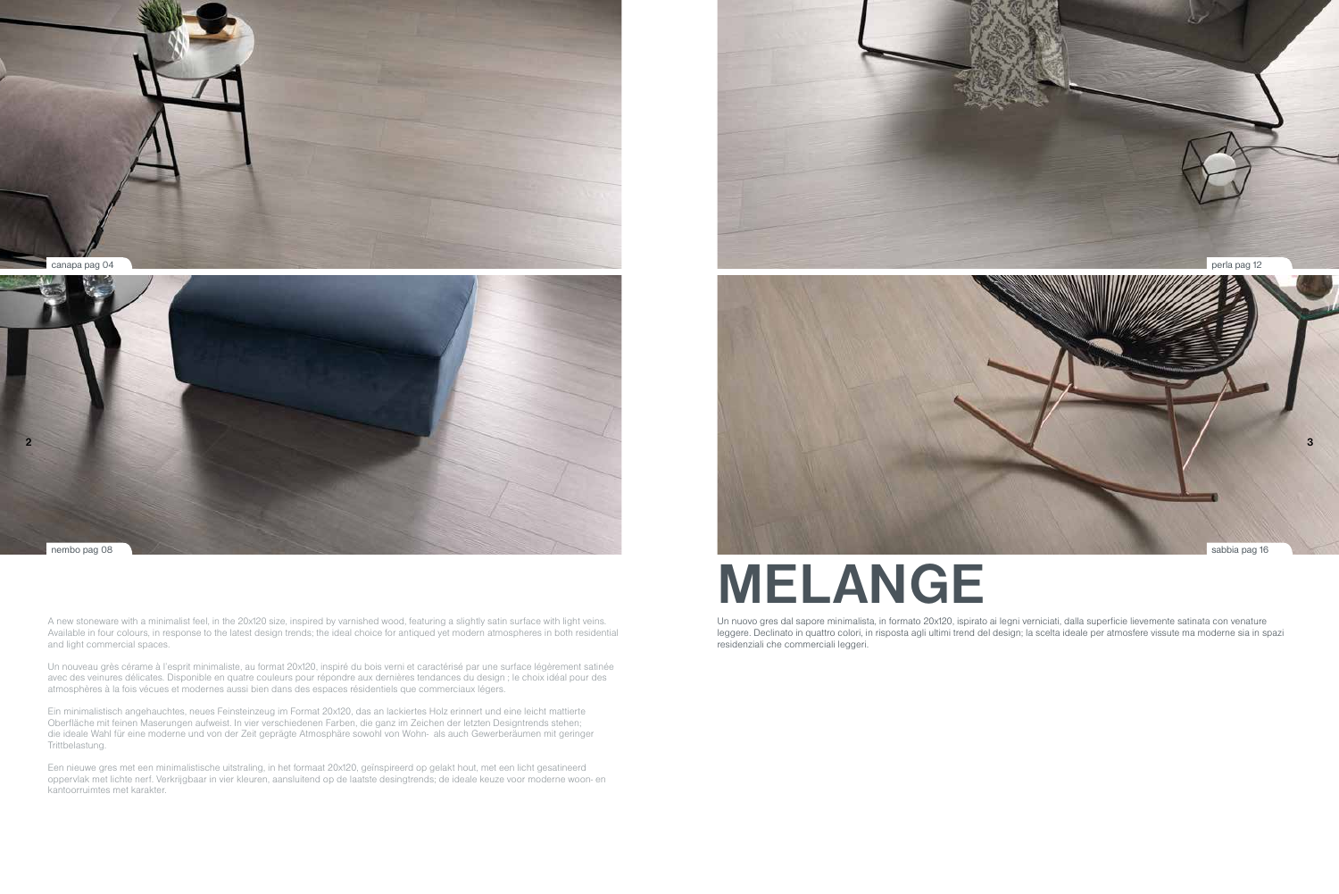canapa pag 04

perla pag 12

nembo pag 08

sabbia pag 16

# MELANGE

A new stoneware with a minimalist feel, in the 20x120 size, inspired by varnished wood, featuring a slightly satin surface with light veins. Available in four colours, in response to the latest design trends; the ideal choice for antiqued yet modern atmospheres in both residential and light commercial spaces.

Un nouveau grès cérame à l'esprit minimaliste, au format 20x120, inspiré du bois verni et caractérisé par une surface légèrement satinée avec des veinures délicates. Disponible en quatre couleurs pour répondre aux dernières tendances du design ; le choix idéal pour des atmosphères à la fois vécues et modernes aussi bien dans des espaces résidentiels que commerciaux légers.

Ein minimalistisch angehauchtes, neues Feinsteinzeug im Format 20x120, das an lackiertes Holz erinnert und eine leicht mattierte Oberfläche mit feinen Maserungen aufweist. In vier verschiedenen Farben, die ganz im Zeichen der letzten Designtrends stehen; die ideale Wahl für eine moderne und von der Zeit geprägte Atmosphäre sowohl von Wohn- als auch Gewerberäumen mit geringer Trittbelastung.

Een nieuwe gres met een minimalistische uitstraling, in het formaat 20x120, geïnspireerd op gelakt hout, met een licht gesatineerd oppervlak met lichte nerf. Verkrijgbaar in vier kleuren, aansluitend op de laatste desingtrends; de ideale keuze voor moderne woon- en kantoorruimtes met karakter.

Un nuovo gres dal sapore minimalista, in formato 20x120, ispirato ai legni verniciati, dalla superficie lievemente satinata con venature leggere. Declinato in quattro colori, in risposta agli ultimi trend del design; la scelta ideale per atmosfere vissute ma moderne sia in spazi residenziali che commerciali leggeri.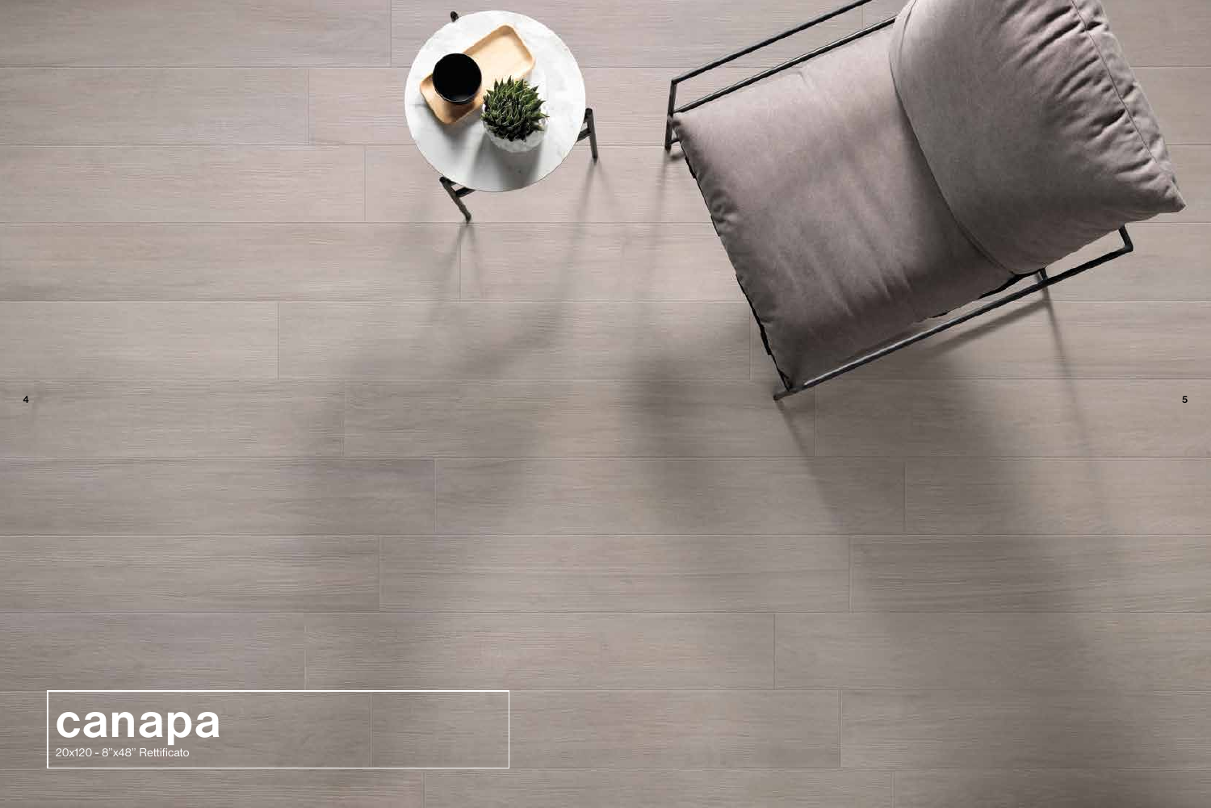# canapa

20x120 - 8"x48" Rettificato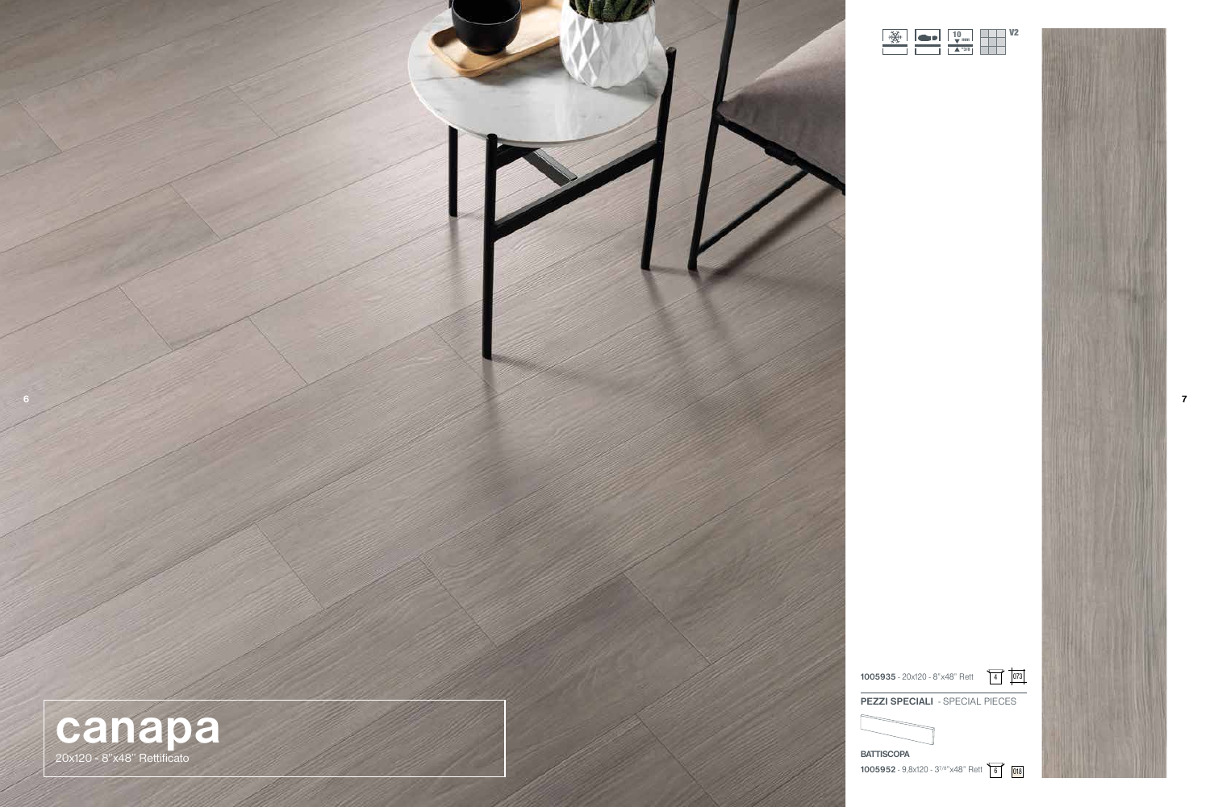# canapa

20x120 - 8"x48" Rettificato

V2

**1005935** - 20x120 - 8"x48" Rett 4 073

**PEZZI SPECIALI** - SPECIAL PIECES

**BATTISCOPA**

**1005952** - 9,8x120 - 3⁷⁄₈"x48" Rett 6 018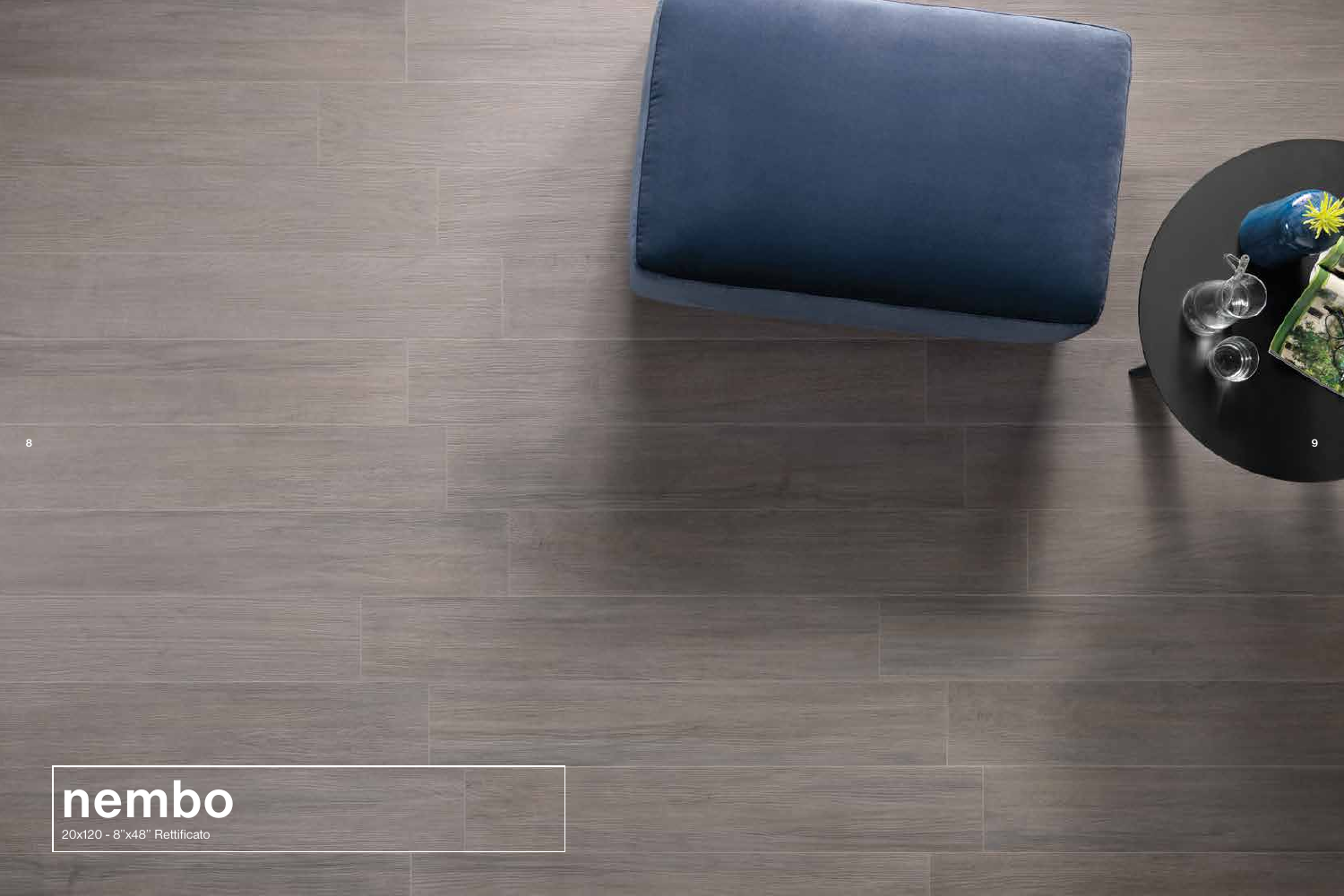# nembo

20x120 - 8"x48" Rettificato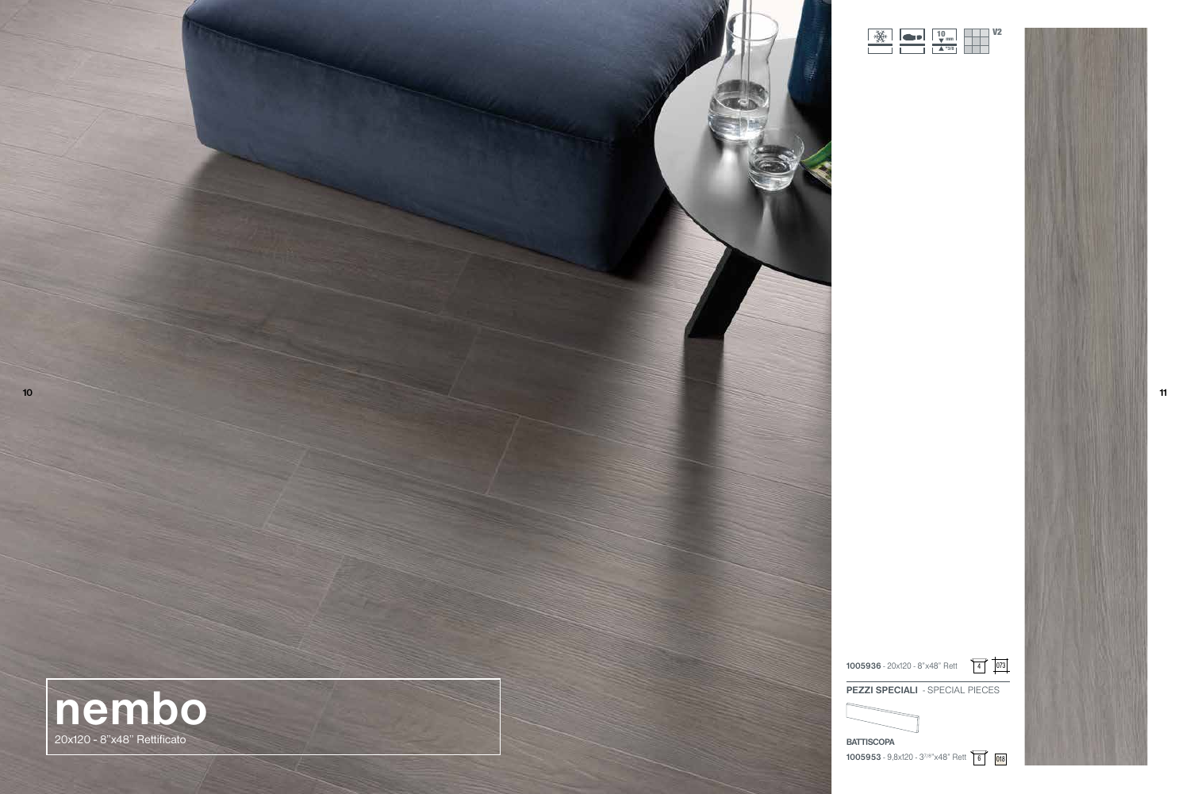# nembo

20x120 - 8"x48" Rettificato

V2

**1005936** - 20x120 - 8"x48" Rett 4 073

**PEZZI SPECIALI** - SPECIAL PIECES

**BATTISCOPA**

**1005953** - 9,8x120 - 3⁷/⁸"x48" Rett 6 018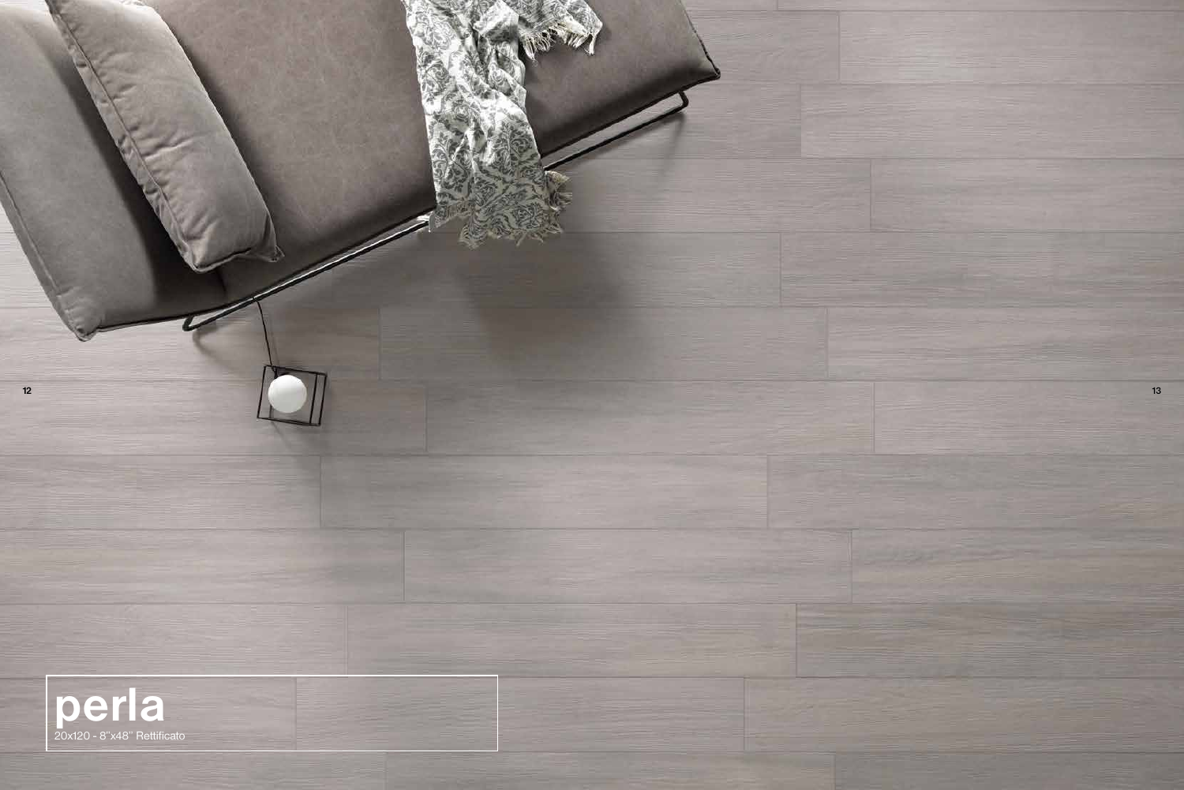# perla

20x120 - 8"x48" Rettificato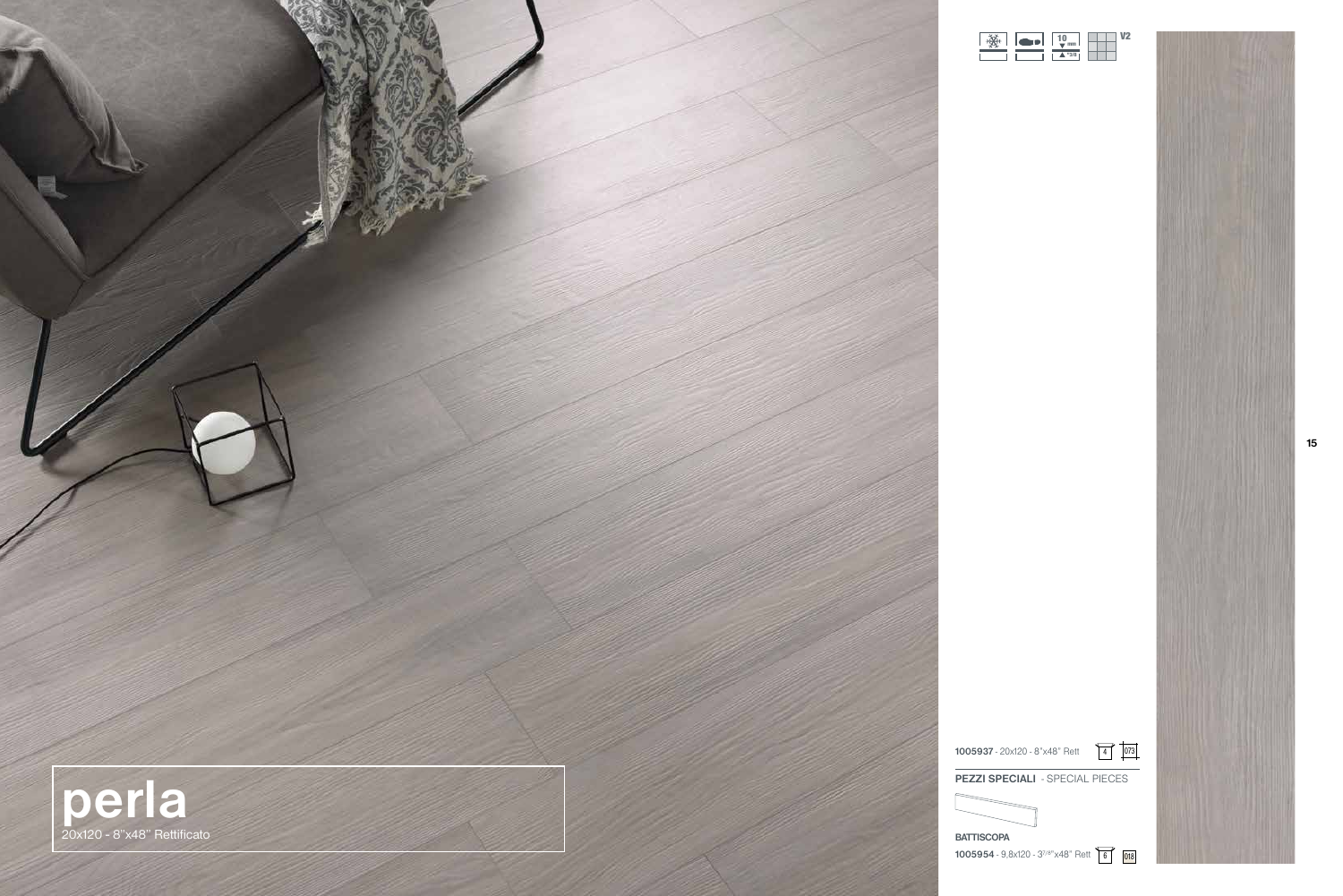# perla

20x120 - 8"x48" Rettificato

V2

**1005937** - 20x120 - 8"x48" Rett 4 073

**PEZZI SPECIALI** - SPECIAL PIECES

**BATTISCOPA**

**1005954** - 9,8x120 - 3⁷/⁸"x48" Rett 6 018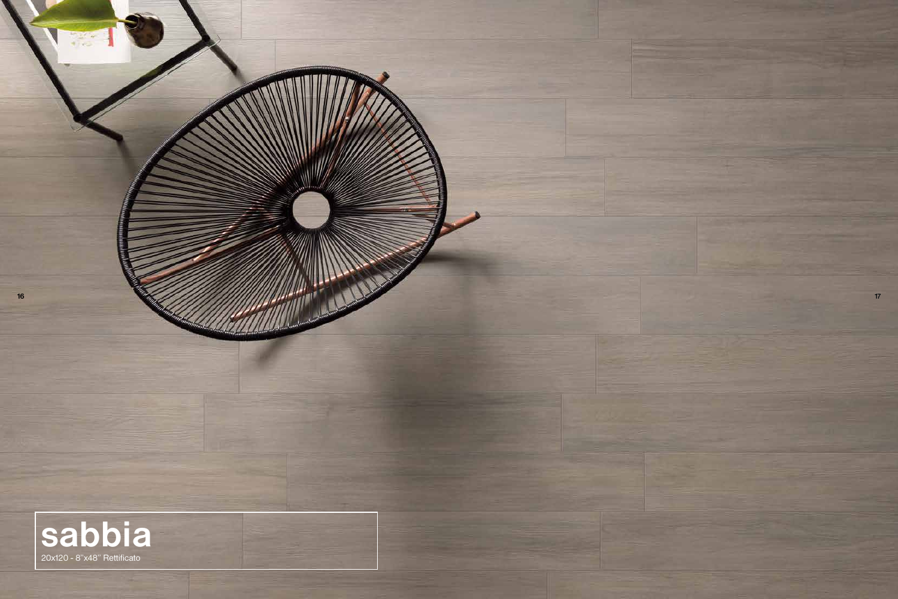# sabbia

20x120 - 8"x48" Rettificato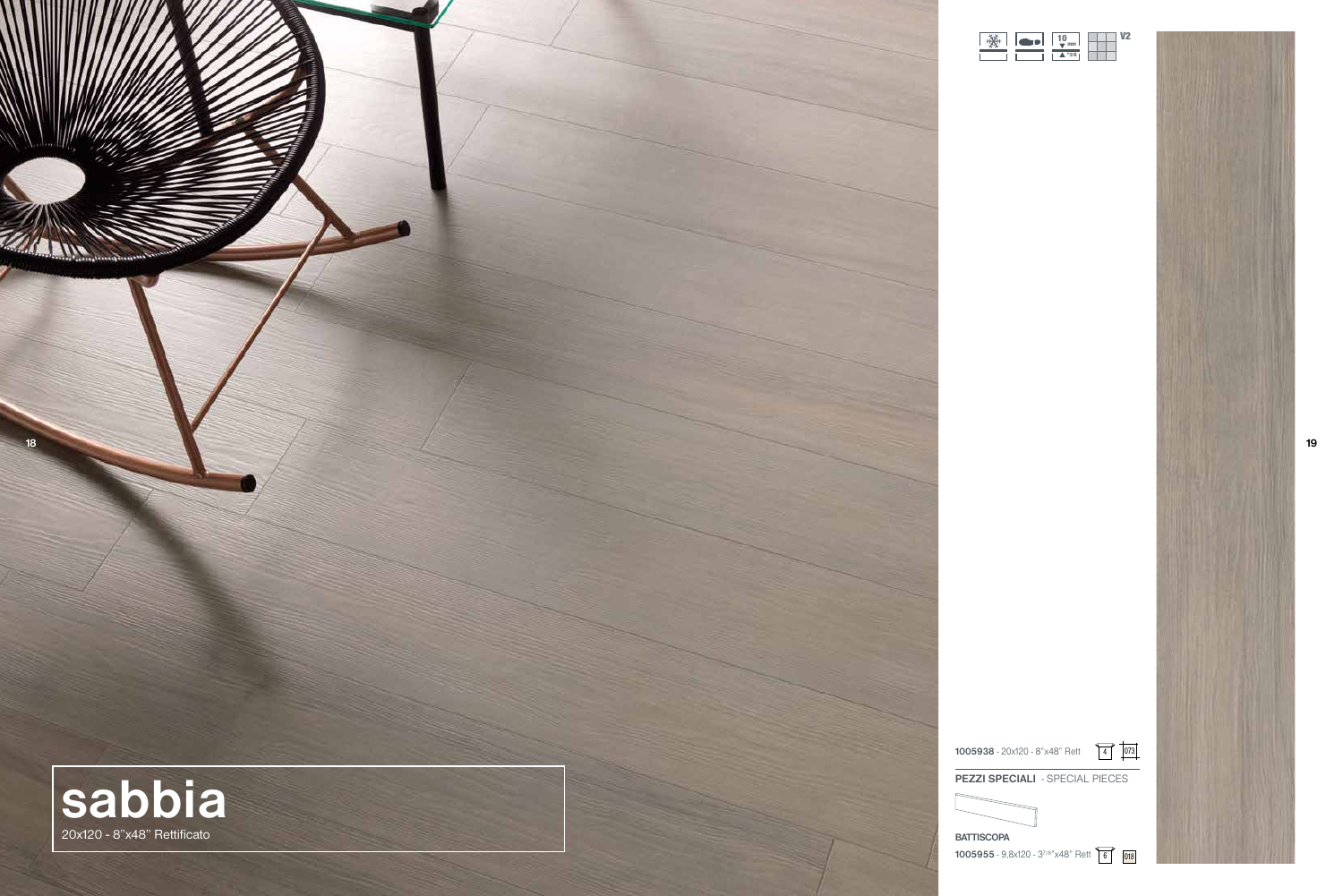# sabbia

20x120 - 8"x48" Rettificato

V2

**1005938** - 20x120 - 8"x48" Rett 4 073

**PEZZI SPECIALI** - SPECIAL PIECES

**BATTISCOPA**

**1005955** - 9,8x120 - 3⁷/⁸"x48" Rett 6 018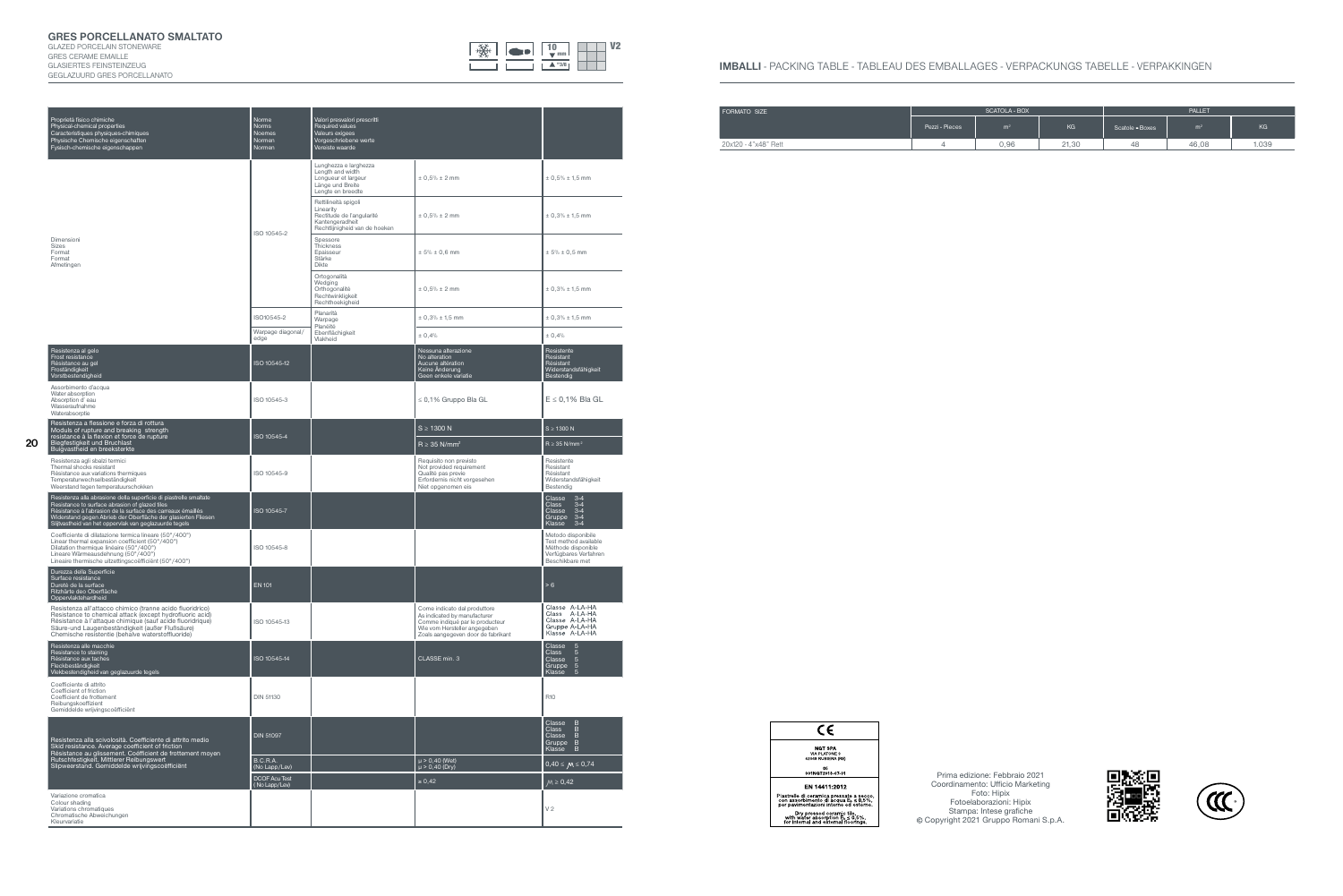## GRES PORCELLANATO SMALTATO

GLAZED PORCELAIN STONEWARE
GRES CERAME EMAILLE
GLASIERTES FEINSTEINZEUG
GEGLAZUURD GRES PORCELLANATO

10 mm
V2

| Proprietà fisico chimiche<br>Physical-chemical properties<br>Caractéristiques physiques-chimiques<br>Physische Chemische eigenschaften<br>Fysisch-chemische eigenschappen | Norme<br>Norms<br>Normes<br>Normen<br>Normen | Valori prescritti<br>Required values<br>Valeurs exigées<br>Vorgeschriebene werte<br>Vereiste waarde | | |
|---|---|---|---|---|
| Dimensioni<br>Sizes<br>Format<br>Format<br>Afmetingen | ISO 10545-2 | Lunghezza e larghezza<br>Length and width<br>Longueur et largeur<br>Länge und Breite<br>Lengte en breedte | ± 0,5% ± 2 mm | ± 0,5% ± 1,5 mm |
| | | Rettilineità spigoli<br>Linearity<br>Rectitude de l'angularité<br>Kantengeradheit<br>Rechtlijnigheid van de hoeken | ± 0,5% ± 2 mm | ± 0,3% ± 1,5 mm |
| | | Spessore<br>Thickness<br>Epaisseur<br>Stärke<br>Dikte | ± 5% ± 0,6 mm | ± 5% ± 0,5 mm |
| | | Ortogonalità<br>Wedging<br>Orthogonalité<br>Rechtwinkligkeit<br>Rechthoekigheid | ± 0,5% ± 2 mm | ± 0,3% ± 1,5 mm |
| | ISO10545-2 | Planarità<br>Warpage<br>Planéité<br>Ebenflächigkeit<br>Vlakheid | ± 0,3% ± 1,5 mm | ± 0,3% ± 1,5 mm |
| | Warpage diagonal/ edge | | ± 0,4% | ± 0,4% |
| Resistenza al gelo<br>Frost resistance<br>Résistance au gel<br>Frostständigkeit<br>Vorstbestendigheid | ISO 10545-12 | | Nessuna alterazione<br>No alteration<br>Aucune altération<br>Keine Änderung<br>Geen enkele variatie | Resistente<br>Resistant<br>Résistant<br>Widerstandsfähigkeit<br>Bestendig |
| Assorbimento d'acqua<br>Water absorption<br>Absorption d' eau<br>Wasseraufnahme<br>Waterabsorptie | ISO 10545-3 | | ≤ 0,1% Gruppo BIa GL | E ≤ 0,1% BIa GL |
| Resistenza a flessione e forza di rottura<br>Modulus of rupture and breaking strength<br>résistance à la flexion et force de rupture<br>Biegfestigkeit und Bruchlast<br>Buigvastheid en breeksterkte | ISO 10545-4 | | S ≥ 1300 N | S ≥ 1300 N |
| | | | R ≥ 35 N/mm² | R ≥ 35 N/mm² |
| Resistenza agli sbalzi termici<br>Thermal shocks resistant<br>Résistance aux variations thermiques<br>Temperaturwechselbeständigkeit<br>Weerstand tegen temperatuurschokken | ISO 10545-9 | | Requisito non previsto<br>Not provided requirement<br>Qualité pas prévue<br>Erfordernis nicht vorgesehen<br>Niet opgenomen eis | Resistente<br>Resistant<br>Résistant<br>Widerstandsfähigkeit<br>Bestendig |
| Resistenza alla abrasione della superficie di piastrelle smaltate<br>Resistance to surface abrasion of glazed tiles<br>Résistance à l'abrasion de la surface des carreaux émaillés<br>Widerstand gegen Abrieb der Oberfläche der glasierten Fliesen<br>Slijtvastheid van het oppervlak van geglazuurde tegels | ISO 10545-7 | | | Classe 3-4<br>Class 3-4<br>Classe 3-4<br>Gruppe 3-4<br>Klasse 3-4 |
| Coefficiente di dilatazione termica lineare (50°/400°)<br>Linear thermal expansion coefficient (50°/400°)<br>Dilatation thermique linéaire (50°/400°)<br>Lineare Wärmeausdehnung (50°/400°)<br>Lineaire thermische uitzettingscoëfficiënt (50°/400°) | ISO 10545-8 | | | Metodo disponibile<br>Test method available<br>Méthode disponible<br>Verfügbares Verfahren<br>Beschikbare met |
| Durezza della Superficie<br>Surface resistance<br>Dureté de la surface<br>Ritzhärte deo Oberfläche<br>Oppervlaktehardheid | EN 101 | | | > 6 |
| Resistenza all'attacco chimico (tranne acido fluoridrico)<br>Resistance to chemical attack (except hydrofluoric acid)<br>Résistance à l'attaque chimique (sauf acide fluoridrique)<br>Säure-und Laugenbeständigkeit (außer Flußsäure)<br>Chemische resistentie (behalve waterstoffluoride) | ISO 10545-13 | | Come indicato dal produttore<br>As indicated by manufacturer<br>Comme indiqué par le producteur<br>Wie vom Hersteller angegeben<br>Zoals aangegeven door de fabrikant | Classe A-LA-HA<br>Class A-LA-HA<br>Classe A-LA-HA<br>Gruppe A-LA-HA<br>Klasse A-LA-HA |
| Resistenza alle macchie<br>Resistance to staining<br>Résistance aux taches<br>Fleckbeständigkeit<br>Vlekbestendigheid van geglazuurde tegels | ISO 10545-14 | | CLASSE min. 3 | Classe 5<br>Class 5<br>Classe 5<br>Gruppe 5<br>Klasse 5 |
| Coefficiente di attrito<br>Coefficient of friction<br>Coefficient de frottement<br>Reibungskoeffizient<br>Gemiddelde wrijvingscoëfficiënt | DIN 51130 | | | R10 |
| Resistenza alla scivolosità. Coefficiente di attrito medio<br>Skid resistance. Average coefficient of friction<br>Résistance au glissement. Coefficient de frottement moyen<br>Rutschfestigkeit. Mittlerer Reibungswert<br>Slipweerstand. Gemiddelde wrijvingscoëfficiënt | DIN 51097 | | | Classe B<br>Class B<br>Classe B<br>Gruppe B<br>Klasse B |
| | B.C.R.A. (No Lapp/Lev) | | μ > 0,40 (Wet)<br>μ > 0,40 (Dry) | 0,40 ≤ μ ≤ 0,74 |
| | DCOF Acu Test (No Lapp/Lev) | | ≥ 0,42 | μ ≥ 0,42 |
| Variazione cromatica<br>Colour shading<br>Variations chromatiques<br>Chromatische Abweichungen<br>Kleurvariatie | | | | V 2 |

## IMBALLI - PACKING TABLE - TABLEAU DES EMBALLAGES - VERPACKUNGS TABELLE - VERPAKKINGEN

| FORMATO SIZE | SCATOLA - BOX | | | PALLET | | |
|---|---|---|---|---|---|---|
| | Pezzi - Pieces | m² | KG | Scatole - Boxes | m² | KG |
| 20x120 - 4"x48" Rett | 4 | 0,96 | 21,30 | 48 | 46,08 | 1.039 |

CE
N&T SPA
VIA PLATONE 5
42048 RUBIERA (RE)
06
9911NGT2013-47-01
EN 14411:2012
Piastrelle di ceramica pressate a secco, con assorbimento di acqua $E_b$ ≤ 0,5%, per pavimentazioni interne ed esterne.
Dry pressed ceramic tile, with water absorption $E_b$ ≤ 0,5%, for internal and external floorings.

Prima edizione: Febbraio 2021
Coordinamento: Ufficio Marketing
Foto: Hipix
Fotoelaborazioni: Hipix
Stampa: Intese grafiche
© Copyright 2021 Gruppo Romani S.p.A.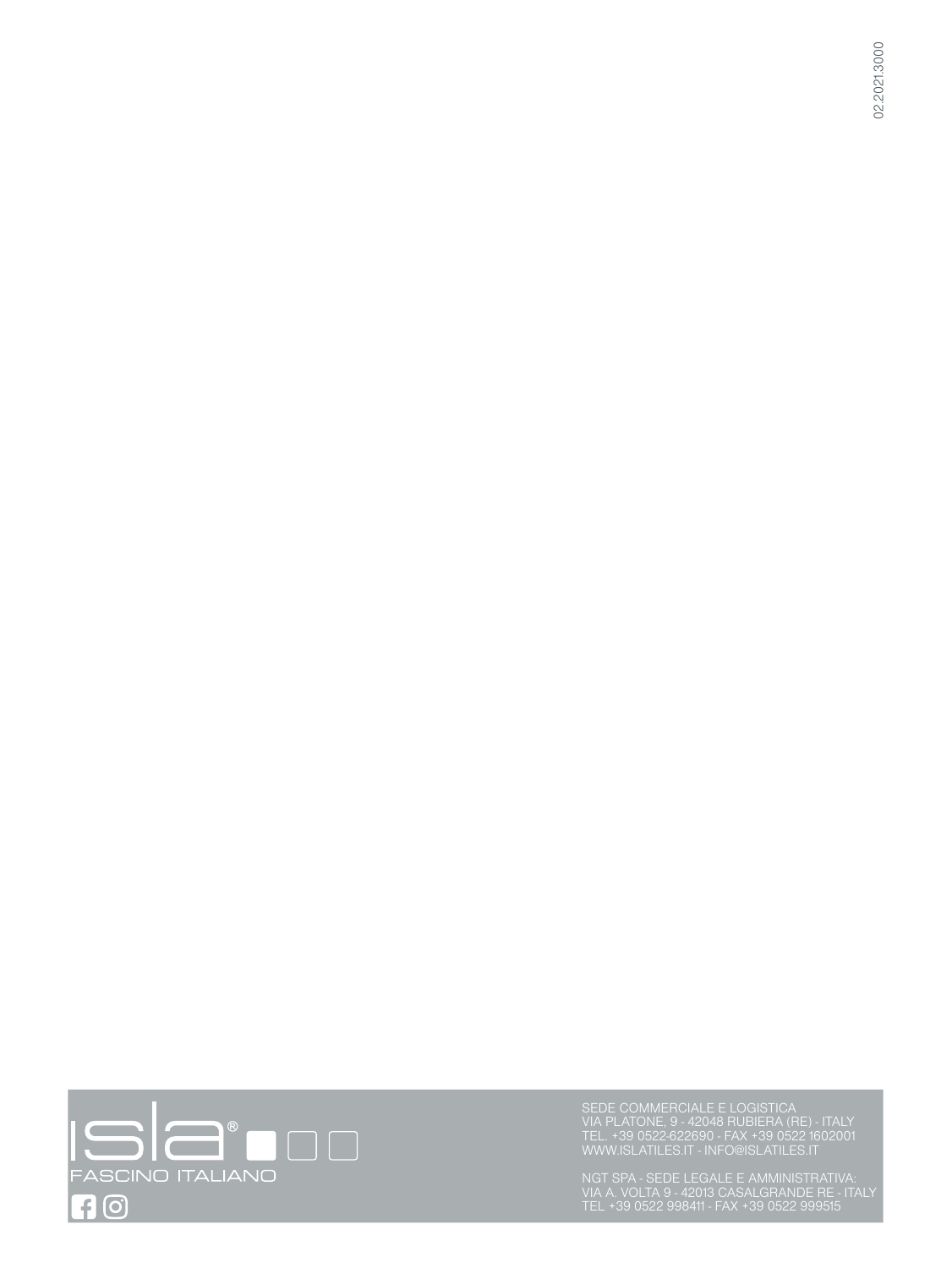02.2021.3000

isla®

FASCINO ITALIANO

SEDE COMMERCIALE E LOGISTICA
VIA PLATONE, 9 - 42048 RUBIERA (RE) - ITALY
TEL. +39 0522-622690 - FAX +39 0522 1602001
WWW.ISLATILES.IT - INFO@ISLATILES.IT

NGT SPA - SEDE LEGALE E AMMINISTRATIVA:
VIA A. VOLTA 9 - 42013 CASALGRANDE RE - ITALY
TEL +39 0522 998411 - FAX +39 0522 999515